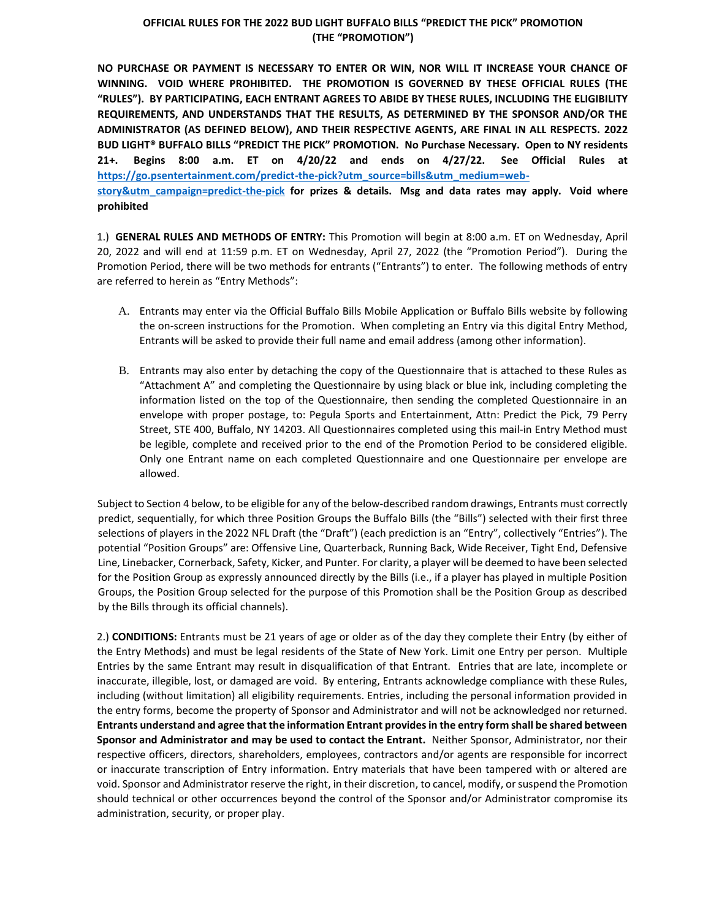## OFFICIAL RULES FOR THE 2022 BUD LIGHT BUFFALO BILLS "PREDICT THE PICK" PROMOTION (THE "PROMOTION")

**NO PURCHASE OR PAYMENT IS NECESSARY TO ENTER OR WIN, NOR WILL IT INCREASE YOUR CHANCE OF WINNING. VOID WHERE PROHIBITED. THE PROMOTION IS GOVERNED BY THESE OFFICIAL RULES (THE "RULES"). BY PARTICIPATING, EACH ENTRANT AGREES TO ABIDE BY THESE RULES, INCLUDING THE ELIGIBILITY REQUIREMENTS, AND UNDERSTANDS THAT THE RESULTS, AS DETERMINED BY THE SPONSOR AND/OR THE ADMINISTRATOR (AS DEFINED BELOW), AND THEIR RESPECTIVE AGENTS, ARE FINAL IN ALL RESPECTS. 2022 BUD LIGHT® BUFFALO BILLS "PREDICT THE PICK" PROMOTION. No Purchase Necessary. Open to NY residents 21+. Begins 8:00 a.m. ET on 4/20/22 and ends on 4/27/22. See Official Rules at [https://go.psentertainment.com/predict-the-pick?utm_source=bills&utm_medium=web-story&utm_campaign=predict-the-pick](https://go.psentertainment.com/predict-the-pick?utm_source=bills&utm_medium=web-story&utm_campaign=predict-the-pick) for prizes & details. Msg and data rates may apply. Void where prohibited**

1.) **GENERAL RULES AND METHODS OF ENTRY:** This Promotion will begin at 8:00 a.m. ET on Wednesday, April 20, 2022 and will end at 11:59 p.m. ET on Wednesday, April 27, 2022 (the "Promotion Period"). During the Promotion Period, there will be two methods for entrants ("Entrants") to enter. The following methods of entry are referred to herein as "Entry Methods":

A. Entrants may enter via the Official Buffalo Bills Mobile Application or Buffalo Bills website by following the on-screen instructions for the Promotion. When completing an Entry via this digital Entry Method, Entrants will be asked to provide their full name and email address (among other information).

B. Entrants may also enter by detaching the copy of the Questionnaire that is attached to these Rules as "Attachment A" and completing the Questionnaire by using black or blue ink, including completing the information listed on the top of the Questionnaire, then sending the completed Questionnaire in an envelope with proper postage, to: Pegula Sports and Entertainment, Attn: Predict the Pick, 79 Perry Street, STE 400, Buffalo, NY 14203. All Questionnaires completed using this mail-in Entry Method must be legible, complete and received prior to the end of the Promotion Period to be considered eligible. Only one Entrant name on each completed Questionnaire and one Questionnaire per envelope are allowed.

Subject to Section 4 below, to be eligible for any of the below-described random drawings, Entrants must correctly predict, sequentially, for which three Position Groups the Buffalo Bills (the "Bills") selected with their first three selections of players in the 2022 NFL Draft (the "Draft") (each prediction is an "Entry", collectively "Entries"). The potential "Position Groups" are: Offensive Line, Quarterback, Running Back, Wide Receiver, Tight End, Defensive Line, Linebacker, Cornerback, Safety, Kicker, and Punter. For clarity, a player will be deemed to have been selected for the Position Group as expressly announced directly by the Bills (i.e., if a player has played in multiple Position Groups, the Position Group selected for the purpose of this Promotion shall be the Position Group as described by the Bills through its official channels).

2.) **CONDITIONS:** Entrants must be 21 years of age or older as of the day they complete their Entry (by either of the Entry Methods) and must be legal residents of the State of New York. Limit one Entry per person. Multiple Entries by the same Entrant may result in disqualification of that Entrant. Entries that are late, incomplete or inaccurate, illegible, lost, or damaged are void. By entering, Entrants acknowledge compliance with these Rules, including (without limitation) all eligibility requirements. Entries, including the personal information provided in the entry forms, become the property of Sponsor and Administrator and will not be acknowledged nor returned. **Entrants understand and agree that the information Entrant provides in the entry form shall be shared between Sponsor and Administrator and may be used to contact the Entrant.** Neither Sponsor, Administrator, nor their respective officers, directors, shareholders, employees, contractors and/or agents are responsible for incorrect or inaccurate transcription of Entry information. Entry materials that have been tampered with or altered are void. Sponsor and Administrator reserve the right, in their discretion, to cancel, modify, or suspend the Promotion should technical or other occurrences beyond the control of the Sponsor and/or Administrator compromise its administration, security, or proper play.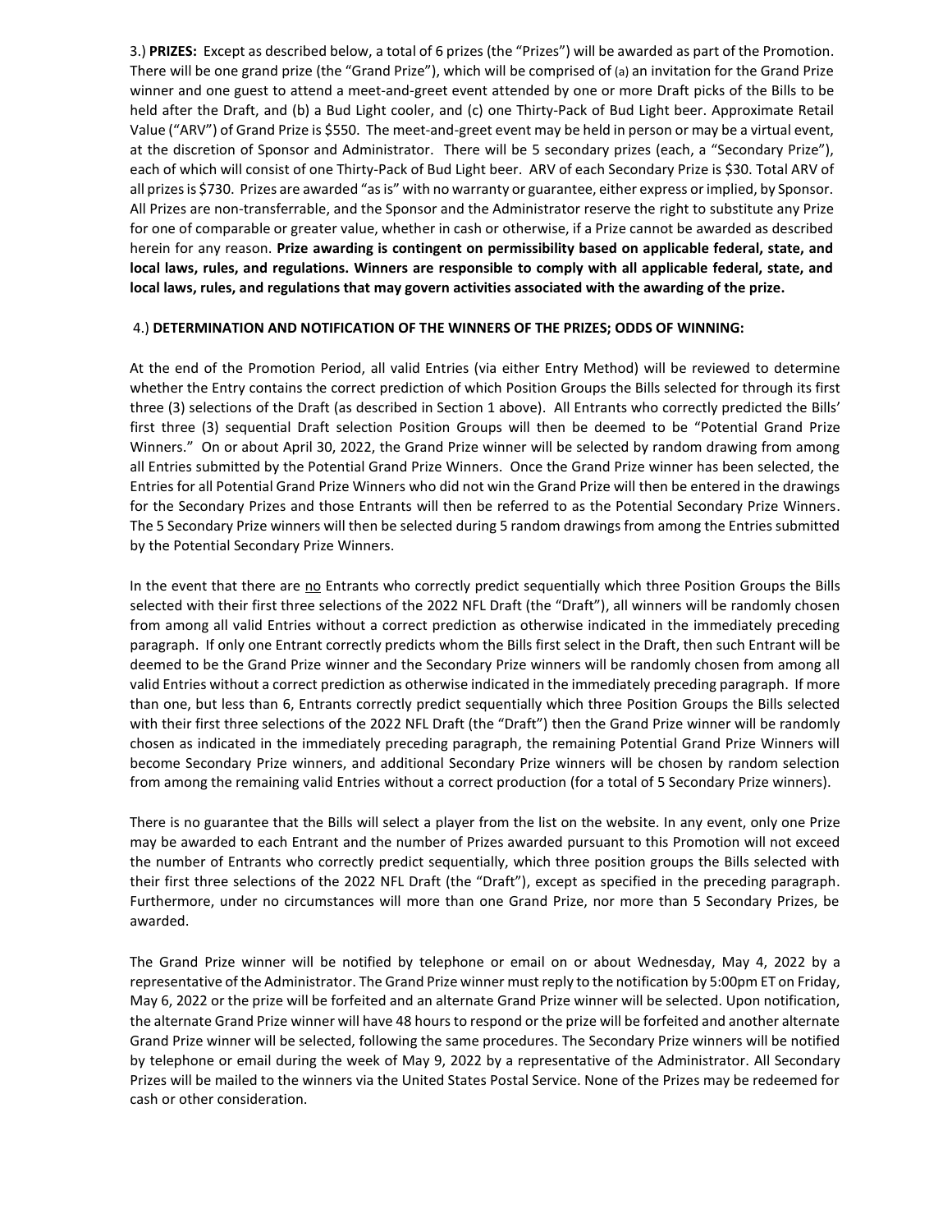3.) **PRIZES:** Except as described below, a total of 6 prizes (the "Prizes") will be awarded as part of the Promotion. There will be one grand prize (the "Grand Prize"), which will be comprised of (a) an invitation for the Grand Prize winner and one guest to attend a meet-and-greet event attended by one or more Draft picks of the Bills to be held after the Draft, and (b) a Bud Light cooler, and (c) one Thirty-Pack of Bud Light beer. Approximate Retail Value ("ARV") of Grand Prize is $550. The meet-and-greet event may be held in person or may be a virtual event, at the discretion of Sponsor and Administrator. There will be 5 secondary prizes (each, a "Secondary Prize"), each of which will consist of one Thirty-Pack of Bud Light beer. ARV of each Secondary Prize is $30. Total ARV of all prizes is $730. Prizes are awarded "as is" with no warranty or guarantee, either express or implied, by Sponsor. All Prizes are non-transferrable, and the Sponsor and the Administrator reserve the right to substitute any Prize for one of comparable or greater value, whether in cash or otherwise, if a Prize cannot be awarded as described herein for any reason. **Prize awarding is contingent on permissibility based on applicable federal, state, and local laws, rules, and regulations. Winners are responsible to comply with all applicable federal, state, and local laws, rules, and regulations that may govern activities associated with the awarding of the prize.**

4.) **DETERMINATION AND NOTIFICATION OF THE WINNERS OF THE PRIZES; ODDS OF WINNING:**

At the end of the Promotion Period, all valid Entries (via either Entry Method) will be reviewed to determine whether the Entry contains the correct prediction of which Position Groups the Bills selected for through its first three (3) selections of the Draft (as described in Section 1 above). All Entrants who correctly predicted the Bills' first three (3) sequential Draft selection Position Groups will then be deemed to be "Potential Grand Prize Winners." On or about April 30, 2022, the Grand Prize winner will be selected by random drawing from among all Entries submitted by the Potential Grand Prize Winners. Once the Grand Prize winner has been selected, the Entries for all Potential Grand Prize Winners who did not win the Grand Prize will then be entered in the drawings for the Secondary Prizes and those Entrants will then be referred to as the Potential Secondary Prize Winners. The 5 Secondary Prize winners will then be selected during 5 random drawings from among the Entries submitted by the Potential Secondary Prize Winners.

In the event that there are no Entrants who correctly predict sequentially which three Position Groups the Bills selected with their first three selections of the 2022 NFL Draft (the "Draft"), all winners will be randomly chosen from among all valid Entries without a correct prediction as otherwise indicated in the immediately preceding paragraph. If only one Entrant correctly predicts whom the Bills first select in the Draft, then such Entrant will be deemed to be the Grand Prize winner and the Secondary Prize winners will be randomly chosen from among all valid Entries without a correct prediction as otherwise indicated in the immediately preceding paragraph. If more than one, but less than 6, Entrants correctly predict sequentially which three Position Groups the Bills selected with their first three selections of the 2022 NFL Draft (the "Draft") then the Grand Prize winner will be randomly chosen as indicated in the immediately preceding paragraph, the remaining Potential Grand Prize Winners will become Secondary Prize winners, and additional Secondary Prize winners will be chosen by random selection from among the remaining valid Entries without a correct production (for a total of 5 Secondary Prize winners).

There is no guarantee that the Bills will select a player from the list on the website. In any event, only one Prize may be awarded to each Entrant and the number of Prizes awarded pursuant to this Promotion will not exceed the number of Entrants who correctly predict sequentially, which three position groups the Bills selected with their first three selections of the 2022 NFL Draft (the "Draft"), except as specified in the preceding paragraph. Furthermore, under no circumstances will more than one Grand Prize, nor more than 5 Secondary Prizes, be awarded.

The Grand Prize winner will be notified by telephone or email on or about Wednesday, May 4, 2022 by a representative of the Administrator. The Grand Prize winner must reply to the notification by 5:00pm ET on Friday, May 6, 2022 or the prize will be forfeited and an alternate Grand Prize winner will be selected. Upon notification, the alternate Grand Prize winner will have 48 hours to respond or the prize will be forfeited and another alternate Grand Prize winner will be selected, following the same procedures. The Secondary Prize winners will be notified by telephone or email during the week of May 9, 2022 by a representative of the Administrator. All Secondary Prizes will be mailed to the winners via the United States Postal Service. None of the Prizes may be redeemed for cash or other consideration.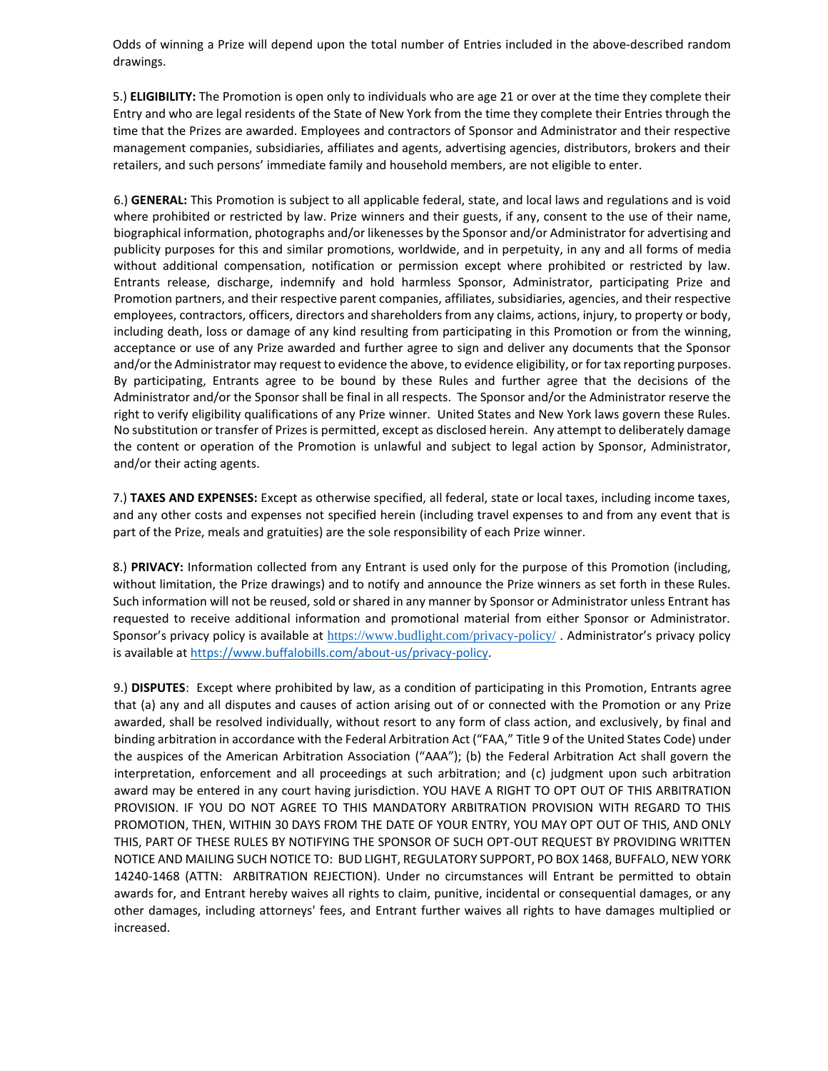Odds of winning a Prize will depend upon the total number of Entries included in the above-described random drawings.

5.) **ELIGIBILITY:** The Promotion is open only to individuals who are age 21 or over at the time they complete their Entry and who are legal residents of the State of New York from the time they complete their Entries through the time that the Prizes are awarded. Employees and contractors of Sponsor and Administrator and their respective management companies, subsidiaries, affiliates and agents, advertising agencies, distributors, brokers and their retailers, and such persons' immediate family and household members, are not eligible to enter.

6.) **GENERAL:** This Promotion is subject to all applicable federal, state, and local laws and regulations and is void where prohibited or restricted by law. Prize winners and their guests, if any, consent to the use of their name, biographical information, photographs and/or likenesses by the Sponsor and/or Administrator for advertising and publicity purposes for this and similar promotions, worldwide, and in perpetuity, in any and all forms of media without additional compensation, notification or permission except where prohibited or restricted by law. Entrants release, discharge, indemnify and hold harmless Sponsor, Administrator, participating Prize and Promotion partners, and their respective parent companies, affiliates, subsidiaries, agencies, and their respective employees, contractors, officers, directors and shareholders from any claims, actions, injury, to property or body, including death, loss or damage of any kind resulting from participating in this Promotion or from the winning, acceptance or use of any Prize awarded and further agree to sign and deliver any documents that the Sponsor and/or the Administrator may request to evidence the above, to evidence eligibility, or for tax reporting purposes. By participating, Entrants agree to be bound by these Rules and further agree that the decisions of the Administrator and/or the Sponsor shall be final in all respects. The Sponsor and/or the Administrator reserve the right to verify eligibility qualifications of any Prize winner. United States and New York laws govern these Rules. No substitution or transfer of Prizes is permitted, except as disclosed herein. Any attempt to deliberately damage the content or operation of the Promotion is unlawful and subject to legal action by Sponsor, Administrator, and/or their acting agents.

7.) **TAXES AND EXPENSES:** Except as otherwise specified, all federal, state or local taxes, including income taxes, and any other costs and expenses not specified herein (including travel expenses to and from any event that is part of the Prize, meals and gratuities) are the sole responsibility of each Prize winner.

8.) **PRIVACY:** Information collected from any Entrant is used only for the purpose of this Promotion (including, without limitation, the Prize drawings) and to notify and announce the Prize winners as set forth in these Rules. Such information will not be reused, sold or shared in any manner by Sponsor or Administrator unless Entrant has requested to receive additional information and promotional material from either Sponsor or Administrator. Sponsor's privacy policy is available at https://www.budlight.com/privacy-policy/ . Administrator's privacy policy is available at https://www.buffalobills.com/about-us/privacy-policy.

9.) **DISPUTES**: Except where prohibited by law, as a condition of participating in this Promotion, Entrants agree that (a) any and all disputes and causes of action arising out of or connected with the Promotion or any Prize awarded, shall be resolved individually, without resort to any form of class action, and exclusively, by final and binding arbitration in accordance with the Federal Arbitration Act ("FAA," Title 9 of the United States Code) under the auspices of the American Arbitration Association ("AAA"); (b) the Federal Arbitration Act shall govern the interpretation, enforcement and all proceedings at such arbitration; and (c) judgment upon such arbitration award may be entered in any court having jurisdiction. YOU HAVE A RIGHT TO OPT OUT OF THIS ARBITRATION PROVISION. IF YOU DO NOT AGREE TO THIS MANDATORY ARBITRATION PROVISION WITH REGARD TO THIS PROMOTION, THEN, WITHIN 30 DAYS FROM THE DATE OF YOUR ENTRY, YOU MAY OPT OUT OF THIS, AND ONLY THIS, PART OF THESE RULES BY NOTIFYING THE SPONSOR OF SUCH OPT-OUT REQUEST BY PROVIDING WRITTEN NOTICE AND MAILING SUCH NOTICE TO: BUD LIGHT, REGULATORY SUPPORT, PO BOX 1468, BUFFALO, NEW YORK 14240-1468 (ATTN: ARBITRATION REJECTION). Under no circumstances will Entrant be permitted to obtain awards for, and Entrant hereby waives all rights to claim, punitive, incidental or consequential damages, or any other damages, including attorneys' fees, and Entrant further waives all rights to have damages multiplied or increased.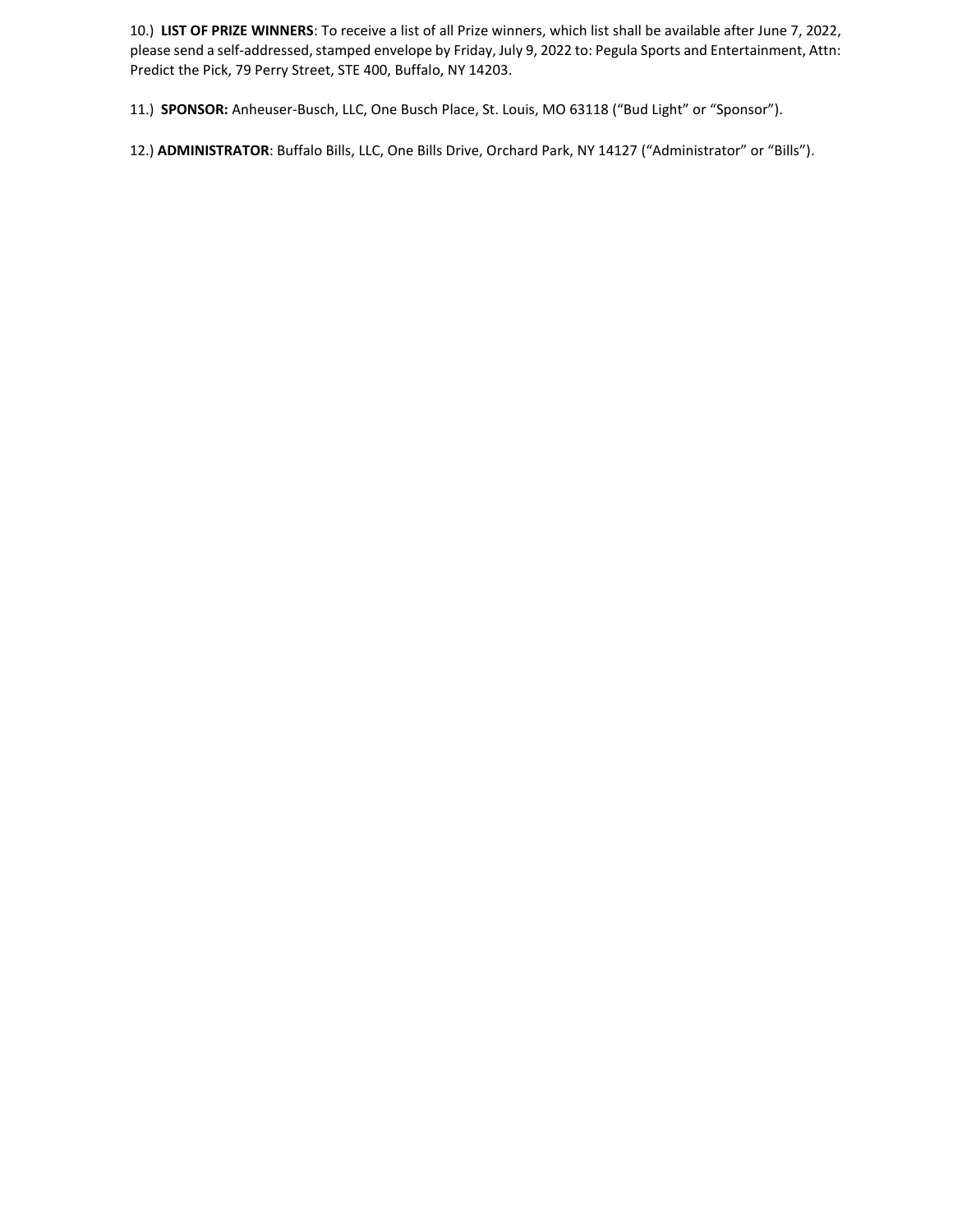10.) **LIST OF PRIZE WINNERS**: To receive a list of all Prize winners, which list shall be available after June 7, 2022, please send a self-addressed, stamped envelope by Friday, July 9, 2022 to: Pegula Sports and Entertainment, Attn: Predict the Pick, 79 Perry Street, STE 400, Buffalo, NY 14203.

11.) **SPONSOR:** Anheuser-Busch, LLC, One Busch Place, St. Louis, MO 63118 ("Bud Light" or "Sponsor").

12.) **ADMINISTRATOR**: Buffalo Bills, LLC, One Bills Drive, Orchard Park, NY 14127 ("Administrator" or "Bills").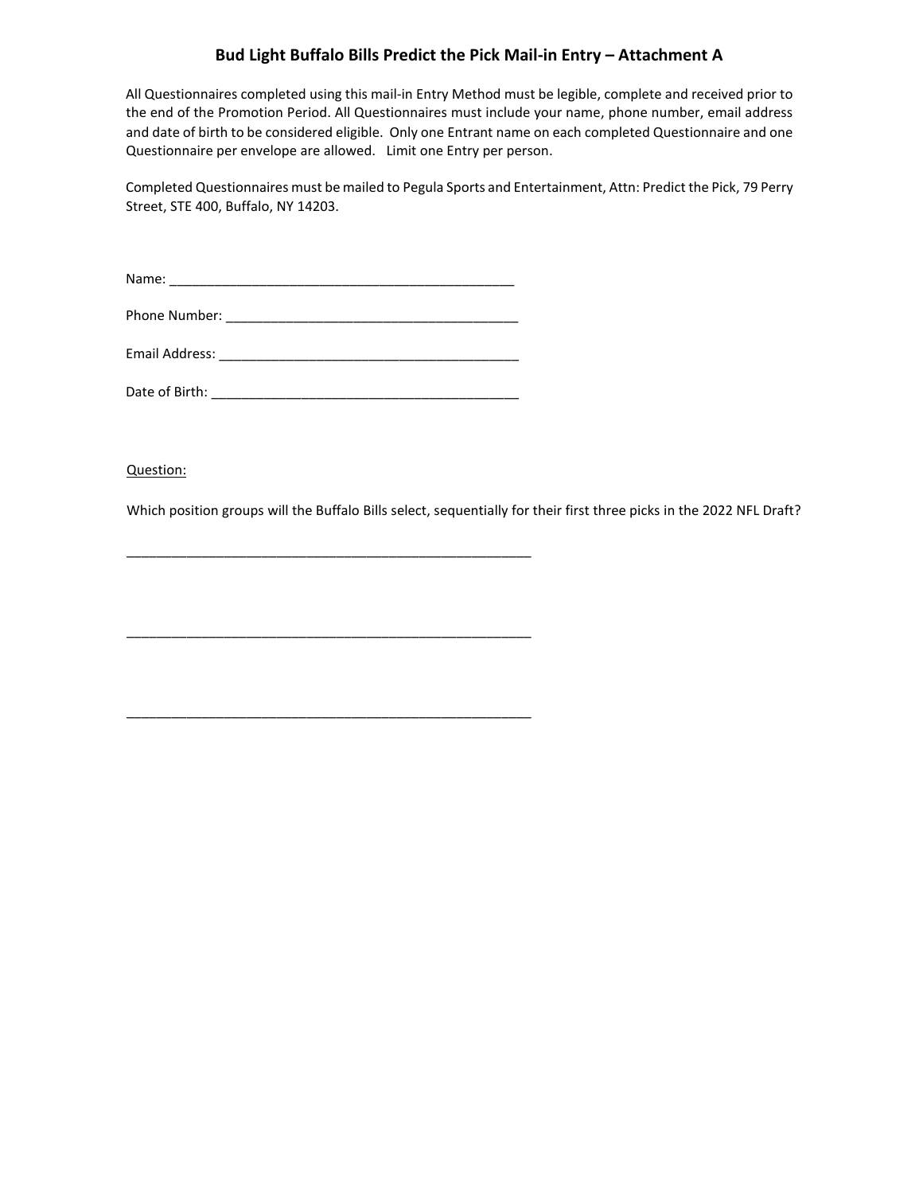# Bud Light Buffalo Bills Predict the Pick Mail-in Entry – Attachment A

All Questionnaires completed using this mail-in Entry Method must be legible, complete and received prior to the end of the Promotion Period. All Questionnaires must include your name, phone number, email address and date of birth to be considered eligible. Only one Entrant name on each completed Questionnaire and one Questionnaire per envelope are allowed. Limit one Entry per person.

Completed Questionnaires must be mailed to Pegula Sports and Entertainment, Attn: Predict the Pick, 79 Perry Street, STE 400, Buffalo, NY 14203.

Name: _______________________________________________

Phone Number: _______________________________________

Email Address: ________________________________________

Date of Birth: _________________________________________

<u>Question:</u>

Which position groups will the Buffalo Bills select, sequentially for their first three picks in the 2022 NFL Draft?

_______________________________________________________

_______________________________________________________

_______________________________________________________